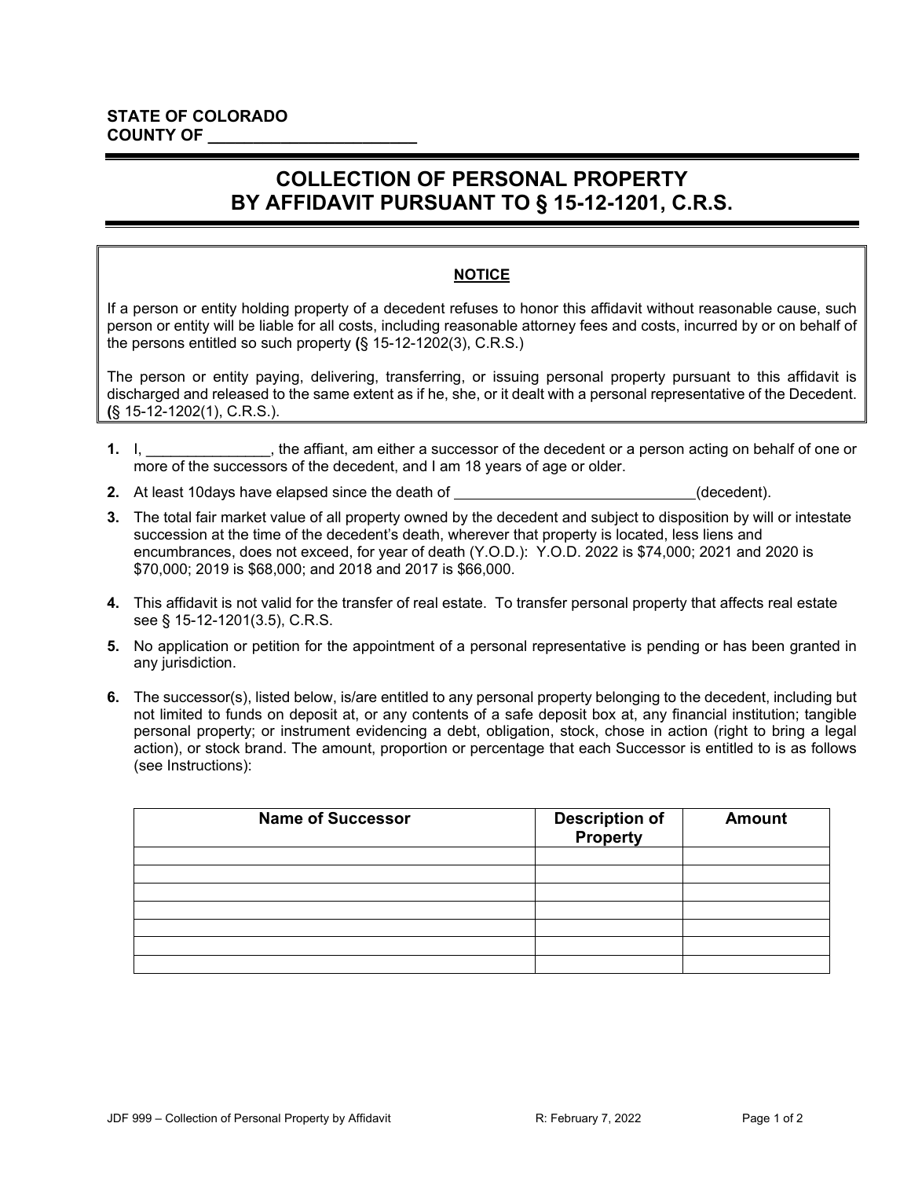**STATE OF COLORADO**
**COUNTY OF _______________________**

# COLLECTION OF PERSONAL PROPERTY BY AFFIDAVIT PURSUANT TO § 15-12-1201, C.R.S.

**NOTICE**

If a person or entity holding property of a decedent refuses to honor this affidavit without reasonable cause, such person or entity will be liable for all costs, including reasonable attorney fees and costs, incurred by or on behalf of the persons entitled so such property **(**§ 15-12-1202(3), C.R.S.)

The person or entity paying, delivering, transferring, or issuing personal property pursuant to this affidavit is discharged and released to the same extent as if he, she, or it dealt with a personal representative of the Decedent. **(**§ 15-12-1202(1), C.R.S.).

**1.** I, _______________, the affiant, am either a successor of the decedent or a person acting on behalf of one or more of the successors of the decedent, and I am 18 years of age or older.

**2.** At least 10days have elapsed since the death of _____________________________(decedent).

**3.** The total fair market value of all property owned by the decedent and subject to disposition by will or intestate succession at the time of the decedent's death, wherever that property is located, less liens and encumbrances, does not exceed, for year of death (Y.O.D.): Y.O.D. 2022 is $74,000; 2021 and 2020 is $70,000; 2019 is $68,000; and 2018 and 2017 is $66,000.

**4.** This affidavit is not valid for the transfer of real estate. To transfer personal property that affects real estate see § 15-12-1201(3.5), C.R.S.

**5.** No application or petition for the appointment of a personal representative is pending or has been granted in any jurisdiction.

**6.** The successor(s), listed below, is/are entitled to any personal property belonging to the decedent, including but not limited to funds on deposit at, or any contents of a safe deposit box at, any financial institution; tangible personal property; or instrument evidencing a debt, obligation, stock, chose in action (right to bring a legal action), or stock brand. The amount, proportion or percentage that each Successor is entitled to is as follows (see Instructions):

| Name of Successor | Description of Property | Amount |
|---|---|---|
| | | |
| | | |
| | | |
| | | |
| | | |
| | | |
| | | |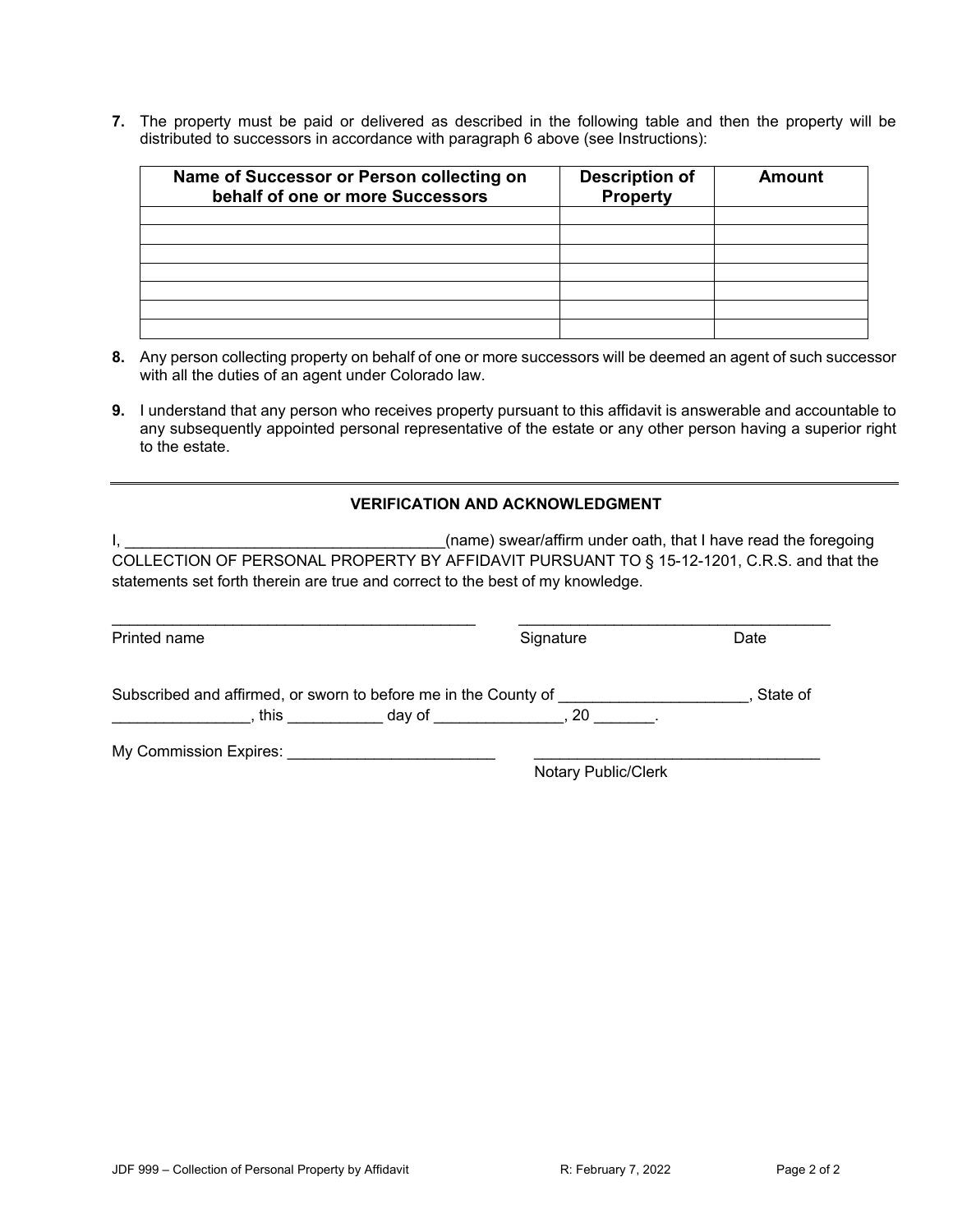**7.** The property must be paid or delivered as described in the following table and then the property will be distributed to successors in accordance with paragraph 6 above (see Instructions):

| Name of Successor or Person collecting on behalf of one or more Successors | Description of Property | Amount |
|---|---|---|
| | | |
| | | |
| | | |
| | | |
| | | |
| | | |
| | | |

**8.** Any person collecting property on behalf of one or more successors will be deemed an agent of such successor with all the duties of an agent under Colorado law.

**9.** I understand that any person who receives property pursuant to this affidavit is answerable and accountable to any subsequently appointed personal representative of the estate or any other person having a superior right to the estate.

---

### VERIFICATION AND ACKNOWLEDGMENT

I, ____________________________________(name) swear/affirm under oath, that I have read the foregoing COLLECTION OF PERSONAL PROPERTY BY AFFIDAVIT PURSUANT TO § 15-12-1201, C.R.S. and that the statements set forth therein are true and correct to the best of my knowledge.

__________________________________________ ____________________________________

Printed name Signature Date

Subscribed and affirmed, or sworn to before me in the County of _____________________, State of _______________, this ___________ day of _______________, 20 _______.

My Commission Expires: ________________________ _________________________________

Notary Public/Clerk

JDF 999 – Collection of Personal Property by Affidavit R: February 7, 2022